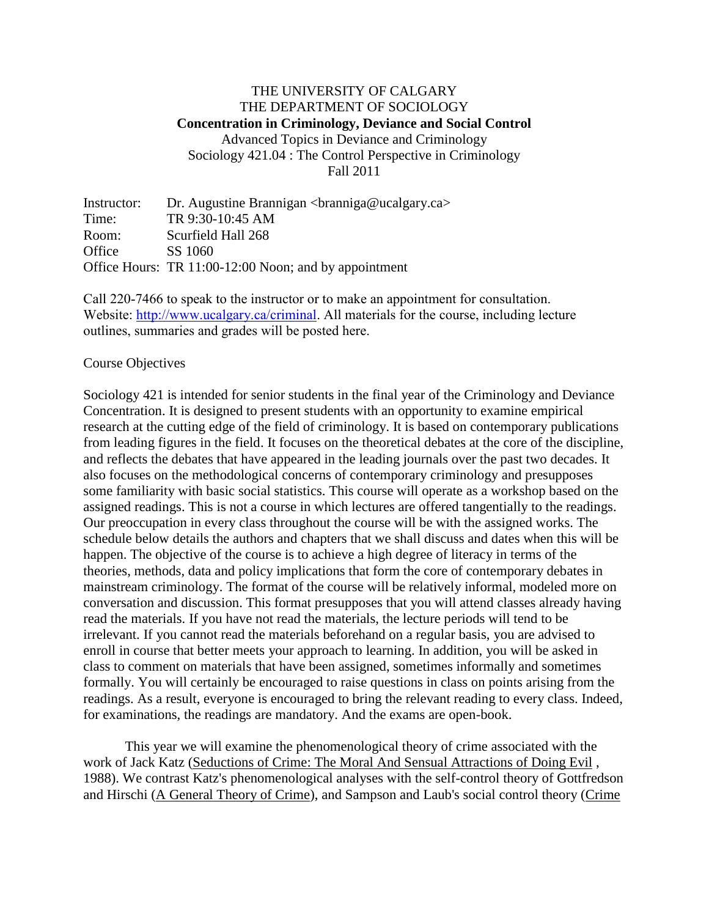# THE UNIVERSITY OF CALGARY
## THE DEPARTMENT OF SOCIOLOGY
### **Concentration in Criminology, Deviance and Social Control**

Advanced Topics in Deviance and Criminology
Sociology 421.04 : The Control Perspective in Criminology
Fall 2011

Instructor: Dr. Augustine Brannigan <branniga@ucalgary.ca>
Time: TR 9:30-10:45 AM
Room: Scurfield Hall 268
Office SS 1060
Office Hours: TR 11:00-12:00 Noon; and by appointment

Call 220-7466 to speak to the instructor or to make an appointment for consultation. Website: [http://www.ucalgary.ca/criminal](http://www.ucalgary.ca/criminal). All materials for the course, including lecture outlines, summaries and grades will be posted here.

Course Objectives

Sociology 421 is intended for senior students in the final year of the Criminology and Deviance Concentration. It is designed to present students with an opportunity to examine empirical research at the cutting edge of the field of criminology. It is based on contemporary publications from leading figures in the field. It focuses on the theoretical debates at the core of the discipline, and reflects the debates that have appeared in the leading journals over the past two decades. It also focuses on the methodological concerns of contemporary criminology and presupposes some familiarity with basic social statistics. This course will operate as a workshop based on the assigned readings. This is not a course in which lectures are offered tangentially to the readings. Our preoccupation in every class throughout the course will be with the assigned works. The schedule below details the authors and chapters that we shall discuss and dates when this will be happen. The objective of the course is to achieve a high degree of literacy in terms of the theories, methods, data and policy implications that form the core of contemporary debates in mainstream criminology. The format of the course will be relatively informal, modeled more on conversation and discussion. This format presupposes that you will attend classes already having read the materials. If you have not read the materials, the lecture periods will tend to be irrelevant. If you cannot read the materials beforehand on a regular basis, you are advised to enroll in course that better meets your approach to learning. In addition, you will be asked in class to comment on materials that have been assigned, sometimes informally and sometimes formally. You will certainly be encouraged to raise questions in class on points arising from the readings. As a result, everyone is encouraged to bring the relevant reading to every class. Indeed, for examinations, the readings are mandatory. And the exams are open-book.

This year we will examine the phenomenological theory of crime associated with the work of Jack Katz (Seductions of Crime: The Moral And Sensual Attractions of Doing Evil , 1988). We contrast Katz's phenomenological analyses with the self-control theory of Gottfredson and Hirschi (A General Theory of Crime), and Sampson and Laub's social control theory (Crime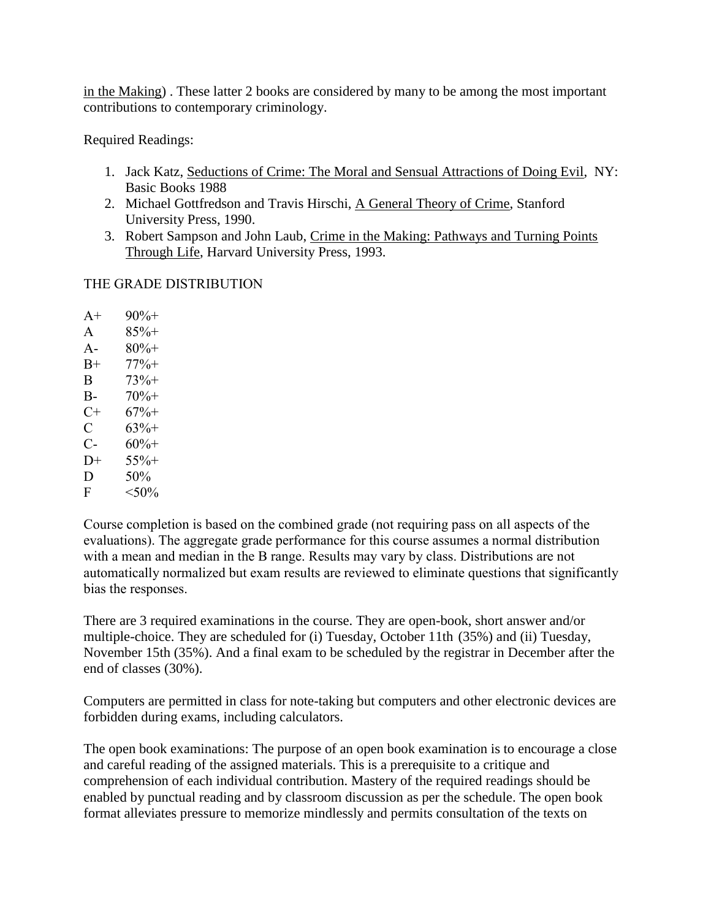in the Making) . These latter 2 books are considered by many to be among the most important contributions to contemporary criminology.

Required Readings:

1. Jack Katz, Seductions of Crime: The Moral and Sensual Attractions of Doing Evil, NY: Basic Books 1988
2. Michael Gottfredson and Travis Hirschi, A General Theory of Crime, Stanford University Press, 1990.
3. Robert Sampson and John Laub, Crime in the Making: Pathways and Turning Points Through Life, Harvard University Press, 1993.

THE GRADE DISTRIBUTION

| | |
|---|---|
| A+ | 90%+ |
| A | 85%+ |
| A- | 80%+ |
| B+ | 77%+ |
| B | 73%+ |
| B- | 70%+ |
| C+ | 67%+ |
| C | 63%+ |
| C- | 60%+ |
| D+ | 55%+ |
| D | 50% |
| F | <50% |

Course completion is based on the combined grade (not requiring pass on all aspects of the evaluations). The aggregate grade performance for this course assumes a normal distribution with a mean and median in the B range. Results may vary by class. Distributions are not automatically normalized but exam results are reviewed to eliminate questions that significantly bias the responses.

There are 3 required examinations in the course. They are open-book, short answer and/or multiple-choice. They are scheduled for (i) Tuesday, October 11th (35%) and (ii) Tuesday, November 15th (35%). And a final exam to be scheduled by the registrar in December after the end of classes (30%).

Computers are permitted in class for note-taking but computers and other electronic devices are forbidden during exams, including calculators.

The open book examinations: The purpose of an open book examination is to encourage a close and careful reading of the assigned materials. This is a prerequisite to a critique and comprehension of each individual contribution. Mastery of the required readings should be enabled by punctual reading and by classroom discussion as per the schedule. The open book format alleviates pressure to memorize mindlessly and permits consultation of the texts on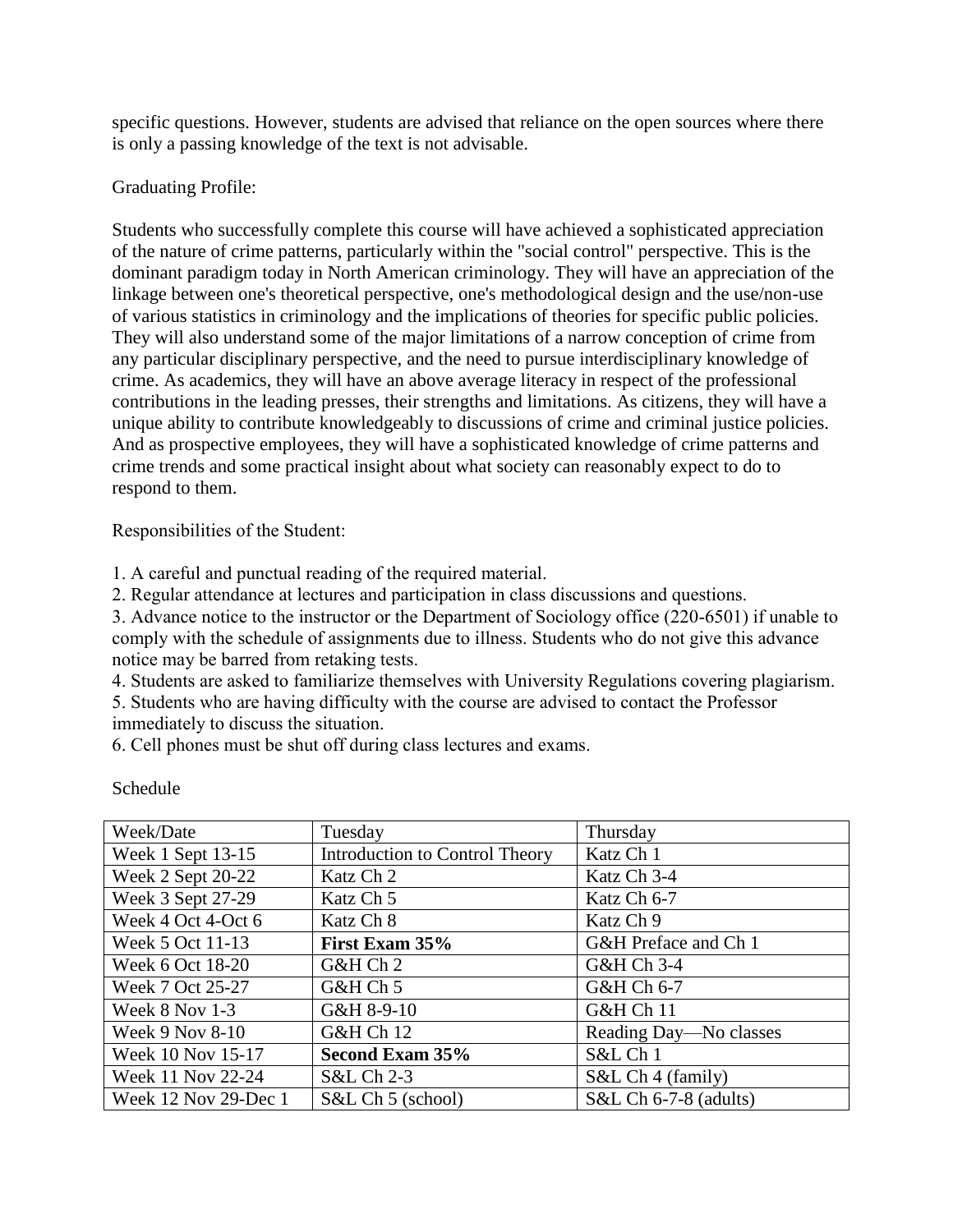specific questions. However, students are advised that reliance on the open sources where there is only a passing knowledge of the text is not advisable.

Graduating Profile:

Students who successfully complete this course will have achieved a sophisticated appreciation of the nature of crime patterns, particularly within the "social control" perspective. This is the dominant paradigm today in North American criminology. They will have an appreciation of the linkage between one's theoretical perspective, one's methodological design and the use/non-use of various statistics in criminology and the implications of theories for specific public policies. They will also understand some of the major limitations of a narrow conception of crime from any particular disciplinary perspective, and the need to pursue interdisciplinary knowledge of crime. As academics, they will have an above average literacy in respect of the professional contributions in the leading presses, their strengths and limitations. As citizens, they will have a unique ability to contribute knowledgeably to discussions of crime and criminal justice policies. And as prospective employees, they will have a sophisticated knowledge of crime patterns and crime trends and some practical insight about what society can reasonably expect to do to respond to them.

Responsibilities of the Student:

1. A careful and punctual reading of the required material.
2. Regular attendance at lectures and participation in class discussions and questions.
3. Advance notice to the instructor or the Department of Sociology office (220-6501) if unable to comply with the schedule of assignments due to illness. Students who do not give this advance notice may be barred from retaking tests.
4. Students are asked to familiarize themselves with University Regulations covering plagiarism.
5. Students who are having difficulty with the course are advised to contact the Professor immediately to discuss the situation.
6. Cell phones must be shut off during class lectures and exams.

Schedule

| Week/Date | Tuesday | Thursday |
|---|---|---|
| Week 1 Sept 13-15 | Introduction to Control Theory | Katz Ch 1 |
| Week 2 Sept 20-22 | Katz Ch 2 | Katz Ch 3-4 |
| Week 3 Sept 27-29 | Katz Ch 5 | Katz Ch 6-7 |
| Week 4 Oct 4-Oct 6 | Katz Ch 8 | Katz Ch 9 |
| Week 5 Oct 11-13 | **First Exam 35%** | G&H Preface and Ch 1 |
| Week 6 Oct 18-20 | G&H Ch 2 | G&H Ch 3-4 |
| Week 7 Oct 25-27 | G&H Ch 5 | G&H Ch 6-7 |
| Week 8 Nov 1-3 | G&H 8-9-10 | G&H Ch 11 |
| Week 9 Nov 8-10 | G&H Ch 12 | Reading Day—No classes |
| Week 10 Nov 15-17 | **Second Exam 35%** | S&L Ch 1 |
| Week 11 Nov 22-24 | S&L Ch 2-3 | S&L Ch 4 (family) |
| Week 12 Nov 29-Dec 1 | S&L Ch 5 (school) | S&L Ch 6-7-8 (adults) |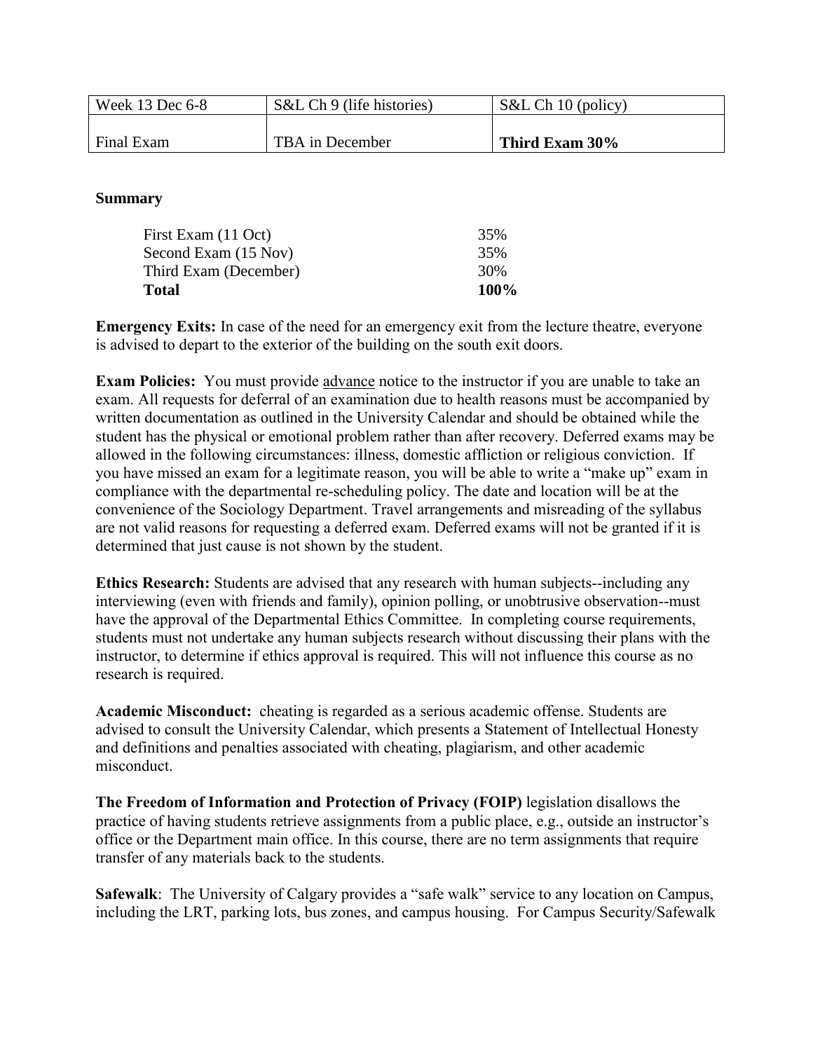| Week 13 Dec 6-8 | S&L Ch 9 (life histories) | S&L Ch 10 (policy) |
|---|---|---|
| Final Exam | TBA in December | **Third Exam 30%** |

**Summary**

| | |
|---|---|
| First Exam (11 Oct) | 35% |
| Second Exam (15 Nov) | 35% |
| Third Exam (December) | 30% |
| **Total** | **100%** |

**Emergency Exits:** In case of the need for an emergency exit from the lecture theatre, everyone is advised to depart to the exterior of the building on the south exit doors.

**Exam Policies:** You must provide advance notice to the instructor if you are unable to take an exam. All requests for deferral of an examination due to health reasons must be accompanied by written documentation as outlined in the University Calendar and should be obtained while the student has the physical or emotional problem rather than after recovery. Deferred exams may be allowed in the following circumstances: illness, domestic affliction or religious conviction. If you have missed an exam for a legitimate reason, you will be able to write a "make up" exam in compliance with the departmental re-scheduling policy. The date and location will be at the convenience of the Sociology Department. Travel arrangements and misreading of the syllabus are not valid reasons for requesting a deferred exam. Deferred exams will not be granted if it is determined that just cause is not shown by the student.

**Ethics Research:** Students are advised that any research with human subjects--including any interviewing (even with friends and family), opinion polling, or unobtrusive observation--must have the approval of the Departmental Ethics Committee. In completing course requirements, students must not undertake any human subjects research without discussing their plans with the instructor, to determine if ethics approval is required. This will not influence this course as no research is required.

**Academic Misconduct:** cheating is regarded as a serious academic offense. Students are advised to consult the University Calendar, which presents a Statement of Intellectual Honesty and definitions and penalties associated with cheating, plagiarism, and other academic misconduct.

**The Freedom of Information and Protection of Privacy (FOIP)** legislation disallows the practice of having students retrieve assignments from a public place, e.g., outside an instructor's office or the Department main office. In this course, there are no term assignments that require transfer of any materials back to the students.

**Safewalk**: The University of Calgary provides a "safe walk" service to any location on Campus, including the LRT, parking lots, bus zones, and campus housing. For Campus Security/Safewalk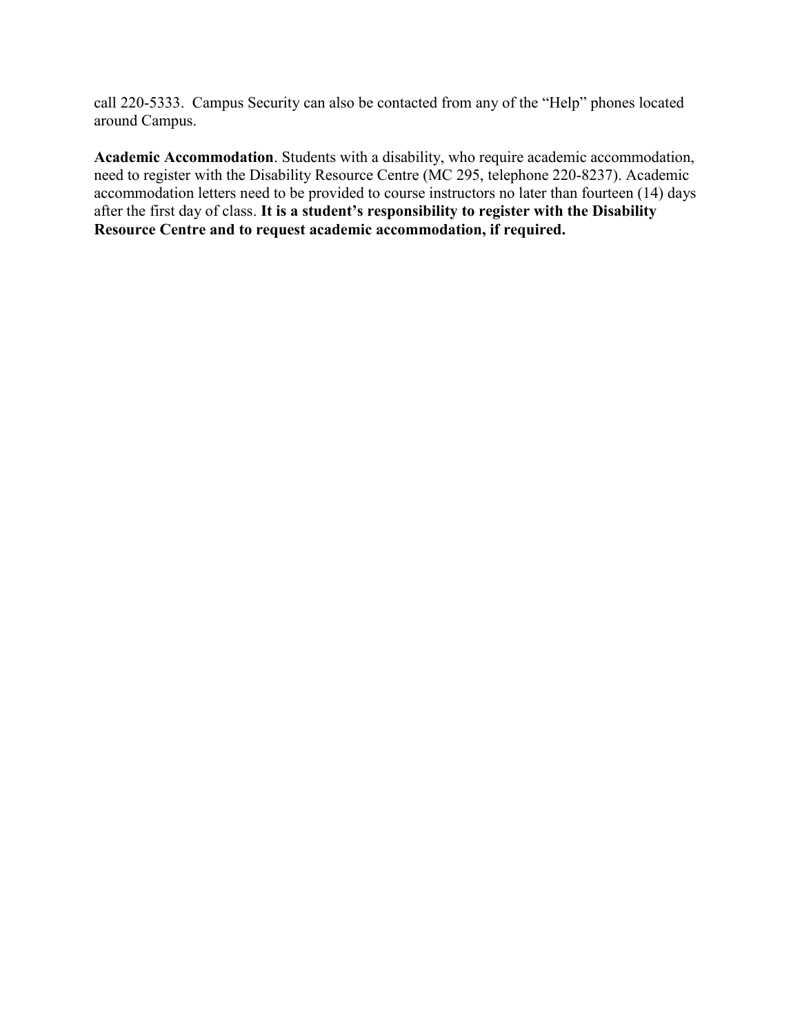call 220-5333.  Campus Security can also be contacted from any of the "Help" phones located around Campus.

**Academic Accommodation**. Students with a disability, who require academic accommodation, need to register with the Disability Resource Centre (MC 295, telephone 220-8237). Academic accommodation letters need to be provided to course instructors no later than fourteen (14) days after the first day of class. **It is a student's responsibility to register with the Disability Resource Centre and to request academic accommodation, if required.**